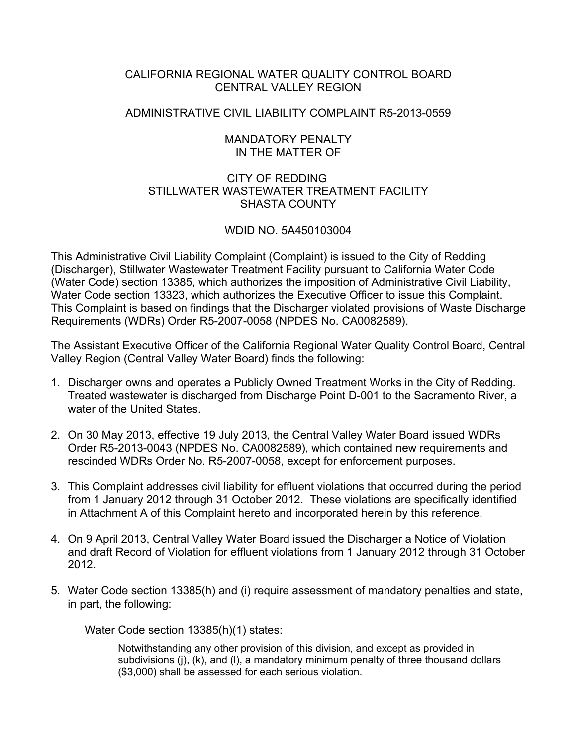CALIFORNIA REGIONAL WATER QUALITY CONTROL BOARD
CENTRAL VALLEY REGION

ADMINISTRATIVE CIVIL LIABILITY COMPLAINT R5-2013-0559

MANDATORY PENALTY
IN THE MATTER OF

CITY OF REDDING
STILLWATER WASTEWATER TREATMENT FACILITY
SHASTA COUNTY

WDID NO. 5A450103004

This Administrative Civil Liability Complaint (Complaint) is issued to the City of Redding (Discharger), Stillwater Wastewater Treatment Facility pursuant to California Water Code (Water Code) section 13385, which authorizes the imposition of Administrative Civil Liability, Water Code section 13323, which authorizes the Executive Officer to issue this Complaint. This Complaint is based on findings that the Discharger violated provisions of Waste Discharge Requirements (WDRs) Order R5-2007-0058 (NPDES No. CA0082589).

The Assistant Executive Officer of the California Regional Water Quality Control Board, Central Valley Region (Central Valley Water Board) finds the following:

1. Discharger owns and operates a Publicly Owned Treatment Works in the City of Redding. Treated wastewater is discharged from Discharge Point D-001 to the Sacramento River, a water of the United States.

2. On 30 May 2013, effective 19 July 2013, the Central Valley Water Board issued WDRs Order R5-2013-0043 (NPDES No. CA0082589), which contained new requirements and rescinded WDRs Order No. R5-2007-0058, except for enforcement purposes.

3. This Complaint addresses civil liability for effluent violations that occurred during the period from 1 January 2012 through 31 October 2012. These violations are specifically identified in Attachment A of this Complaint hereto and incorporated herein by this reference.

4. On 9 April 2013, Central Valley Water Board issued the Discharger a Notice of Violation and draft Record of Violation for effluent violations from 1 January 2012 through 31 October 2012.

5. Water Code section 13385(h) and (i) require assessment of mandatory penalties and state, in part, the following:

   Water Code section 13385(h)(1) states:

   > Notwithstanding any other provision of this division, and except as provided in subdivisions (j), (k), and (l), a mandatory minimum penalty of three thousand dollars ($3,000) shall be assessed for each serious violation.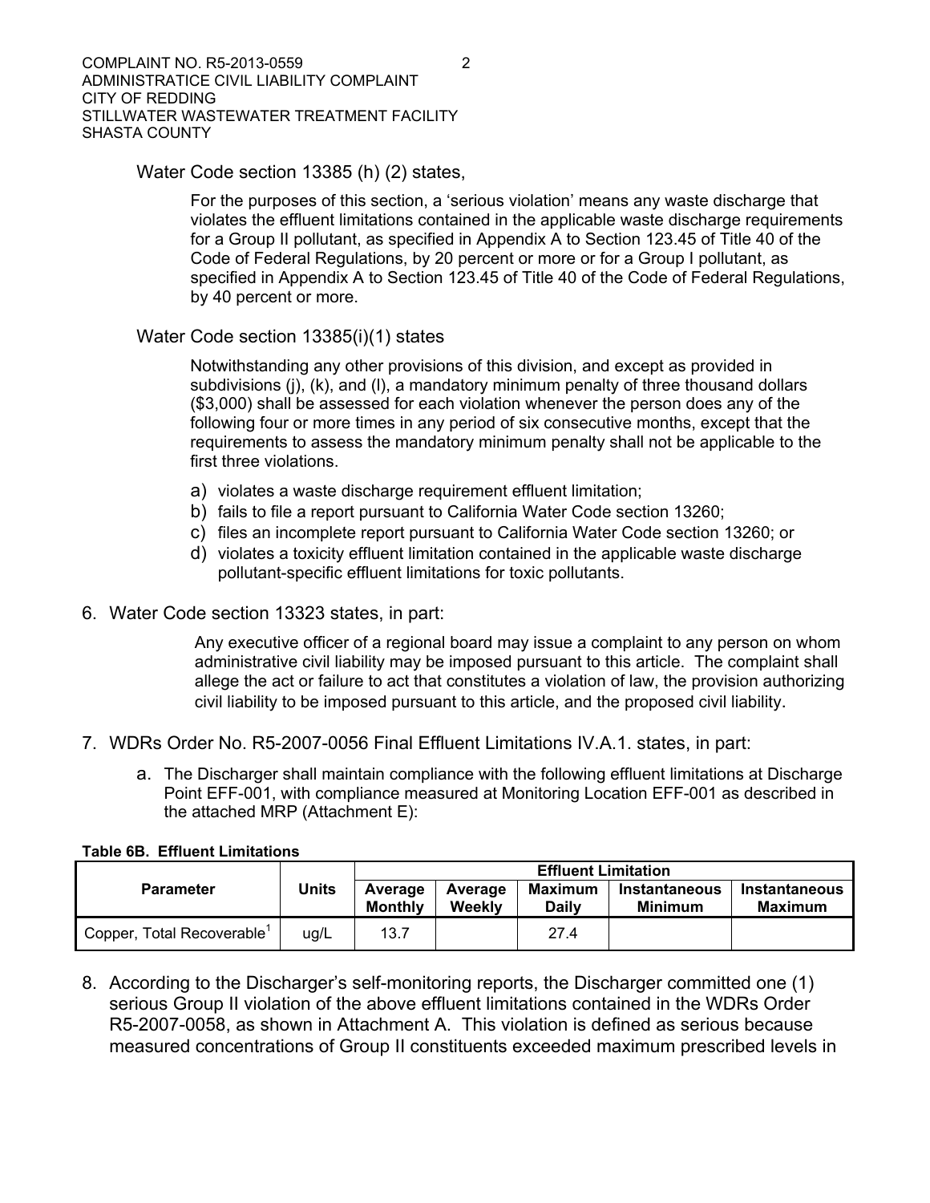Water Code section 13385 (h) (2) states,

> For the purposes of this section, a 'serious violation' means any waste discharge that violates the effluent limitations contained in the applicable waste discharge requirements for a Group II pollutant, as specified in Appendix A to Section 123.45 of Title 40 of the Code of Federal Regulations, by 20 percent or more or for a Group I pollutant, as specified in Appendix A to Section 123.45 of Title 40 of the Code of Federal Regulations, by 40 percent or more.

Water Code section 13385(i)(1) states

> Notwithstanding any other provisions of this division, and except as provided in subdivisions (j), (k), and (l), a mandatory minimum penalty of three thousand dollars ($3,000) shall be assessed for each violation whenever the person does any of the following four or more times in any period of six consecutive months, except that the requirements to assess the mandatory minimum penalty shall not be applicable to the first three violations.
>
> a) violates a waste discharge requirement effluent limitation;
> b) fails to file a report pursuant to California Water Code section 13260;
> c) files an incomplete report pursuant to California Water Code section 13260; or
> d) violates a toxicity effluent limitation contained in the applicable waste discharge pollutant-specific effluent limitations for toxic pollutants.

6. Water Code section 13323 states, in part:

   > Any executive officer of a regional board may issue a complaint to any person on whom administrative civil liability may be imposed pursuant to this article. The complaint shall allege the act or failure to act that constitutes a violation of law, the provision authorizing civil liability to be imposed pursuant to this article, and the proposed civil liability.

7. WDRs Order No. R5-2007-0056 Final Effluent Limitations IV.A.1. states, in part:

   a. The Discharger shall maintain compliance with the following effluent limitations at Discharge Point EFF-001, with compliance measured at Monitoring Location EFF-001 as described in the attached MRP (Attachment E):

**Table 6B. Effluent Limitations**

| Parameter | Units | Effluent Limitation | | | | |
|---|---|---|---|---|---|---|
| | | Average Monthly | Average Weekly | Maximum Daily | Instantaneous Minimum | Instantaneous Maximum |
| Copper, Total Recoverable[1] | ug/L | 13.7 | | 27.4 | | |

8. According to the Discharger's self-monitoring reports, the Discharger committed one (1) serious Group II violation of the above effluent limitations contained in the WDRs Order R5-2007-0058, as shown in Attachment A. This violation is defined as serious because measured concentrations of Group II constituents exceeded maximum prescribed levels in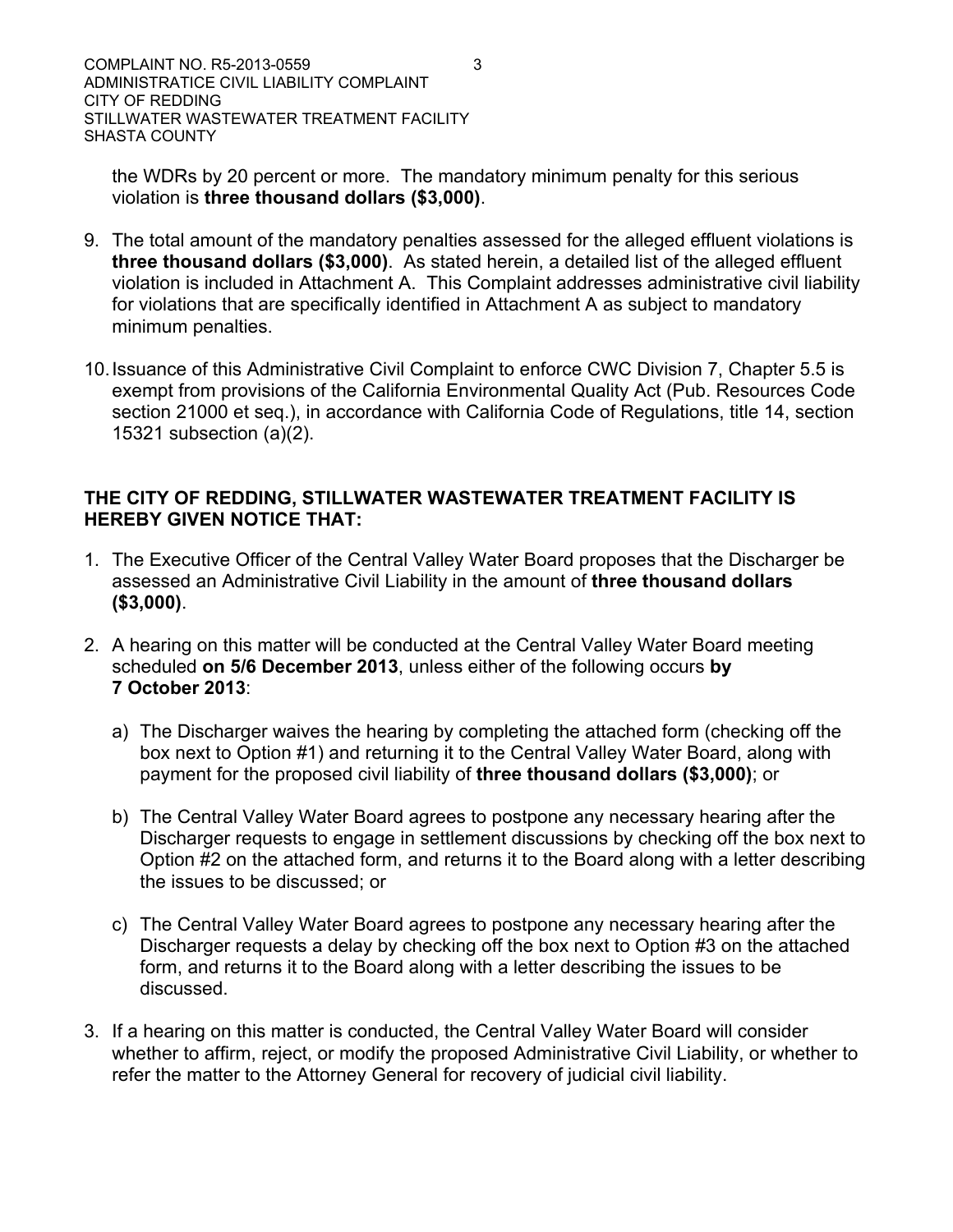the WDRs by 20 percent or more. The mandatory minimum penalty for this serious violation is **three thousand dollars ($3,000)**.

9. The total amount of the mandatory penalties assessed for the alleged effluent violations is **three thousand dollars ($3,000)**. As stated herein, a detailed list of the alleged effluent violation is included in Attachment A. This Complaint addresses administrative civil liability for violations that are specifically identified in Attachment A as subject to mandatory minimum penalties.

10. Issuance of this Administrative Civil Complaint to enforce CWC Division 7, Chapter 5.5 is exempt from provisions of the California Environmental Quality Act (Pub. Resources Code section 21000 et seq.), in accordance with California Code of Regulations, title 14, section 15321 subsection (a)(2).

**THE CITY OF REDDING, STILLWATER WASTEWATER TREATMENT FACILITY IS HEREBY GIVEN NOTICE THAT:**

1. The Executive Officer of the Central Valley Water Board proposes that the Discharger be assessed an Administrative Civil Liability in the amount of **three thousand dollars ($3,000)**.

2. A hearing on this matter will be conducted at the Central Valley Water Board meeting scheduled **on 5/6 December 2013**, unless either of the following occurs **by 7 October 2013**:

   a) The Discharger waives the hearing by completing the attached form (checking off the box next to Option #1) and returning it to the Central Valley Water Board, along with payment for the proposed civil liability of **three thousand dollars ($3,000)**; or

   b) The Central Valley Water Board agrees to postpone any necessary hearing after the Discharger requests to engage in settlement discussions by checking off the box next to Option #2 on the attached form, and returns it to the Board along with a letter describing the issues to be discussed; or

   c) The Central Valley Water Board agrees to postpone any necessary hearing after the Discharger requests a delay by checking off the box next to Option #3 on the attached form, and returns it to the Board along with a letter describing the issues to be discussed.

3. If a hearing on this matter is conducted, the Central Valley Water Board will consider whether to affirm, reject, or modify the proposed Administrative Civil Liability, or whether to refer the matter to the Attorney General for recovery of judicial civil liability.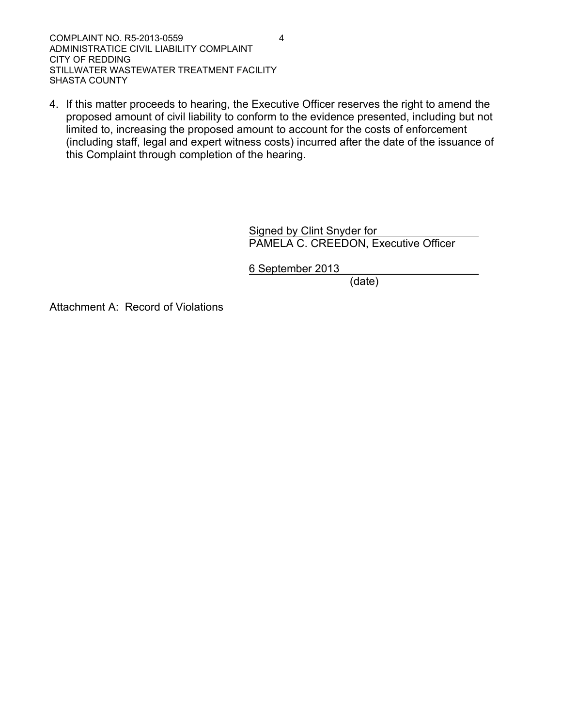4. If this matter proceeds to hearing, the Executive Officer reserves the right to amend the proposed amount of civil liability to conform to the evidence presented, including but not limited to, increasing the proposed amount to account for the costs of enforcement (including staff, legal and expert witness costs) incurred after the date of the issuance of this Complaint through completion of the hearing.

Signed by Clint Snyder for
PAMELA C. CREEDON, Executive Officer

6 September 2013
(date)

Attachment A: Record of Violations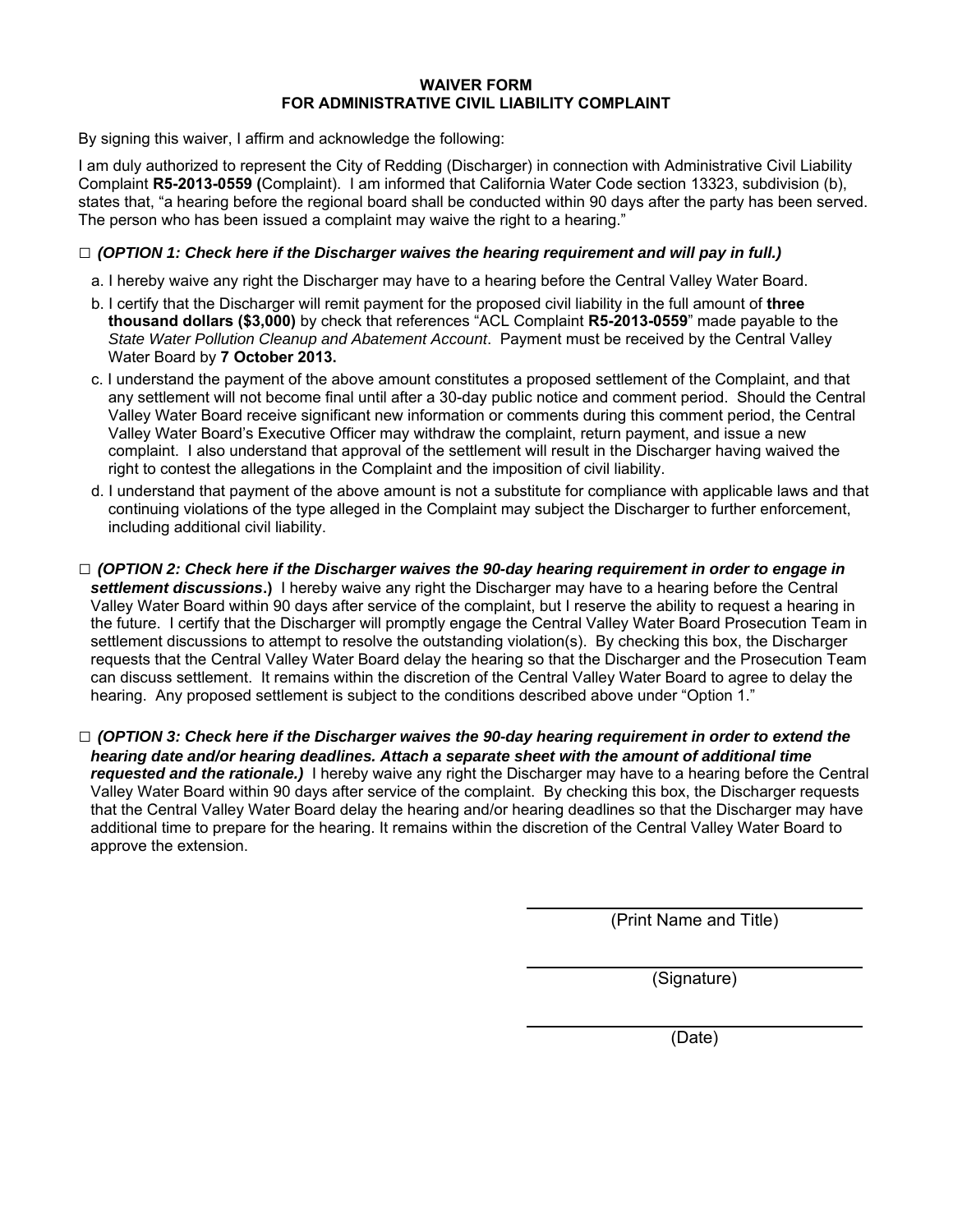**WAIVER FORM**
**FOR ADMINISTRATIVE CIVIL LIABILITY COMPLAINT**

By signing this waiver, I affirm and acknowledge the following:

I am duly authorized to represent the City of Redding (Discharger) in connection with Administrative Civil Liability Complaint **R5-2013-0559 (**Complaint). I am informed that California Water Code section 13323, subdivision (b), states that, "a hearing before the regional board shall be conducted within 90 days after the party has been served. The person who has been issued a complaint may waive the right to a hearing."

□ ***(OPTION 1: Check here if the Discharger waives the hearing requirement and will pay in full.)***

a. I hereby waive any right the Discharger may have to a hearing before the Central Valley Water Board.

b. I certify that the Discharger will remit payment for the proposed civil liability in the full amount of **three thousand dollars ($3,000)** by check that references "ACL Complaint **R5-2013-0559**" made payable to the *State Water Pollution Cleanup and Abatement Account*. Payment must be received by the Central Valley Water Board by **7 October 2013.**

c. I understand the payment of the above amount constitutes a proposed settlement of the Complaint, and that any settlement will not become final until after a 30-day public notice and comment period. Should the Central Valley Water Board receive significant new information or comments during this comment period, the Central Valley Water Board's Executive Officer may withdraw the complaint, return payment, and issue a new complaint. I also understand that approval of the settlement will result in the Discharger having waived the right to contest the allegations in the Complaint and the imposition of civil liability.

d. I understand that payment of the above amount is not a substitute for compliance with applicable laws and that continuing violations of the type alleged in the Complaint may subject the Discharger to further enforcement, including additional civil liability.

□ ***(OPTION 2: Check here if the Discharger waives the 90-day hearing requirement in order to engage in settlement discussions*.)** I hereby waive any right the Discharger may have to a hearing before the Central Valley Water Board within 90 days after service of the complaint, but I reserve the ability to request a hearing in the future. I certify that the Discharger will promptly engage the Central Valley Water Board Prosecution Team in settlement discussions to attempt to resolve the outstanding violation(s). By checking this box, the Discharger requests that the Central Valley Water Board delay the hearing so that the Discharger and the Prosecution Team can discuss settlement. It remains within the discretion of the Central Valley Water Board to agree to delay the hearing. Any proposed settlement is subject to the conditions described above under "Option 1."

□ ***(OPTION 3: Check here if the Discharger waives the 90-day hearing requirement in order to extend the hearing date and/or hearing deadlines. Attach a separate sheet with the amount of additional time requested and the rationale.)*** I hereby waive any right the Discharger may have to a hearing before the Central Valley Water Board within 90 days after service of the complaint. By checking this box, the Discharger requests that the Central Valley Water Board delay the hearing and/or hearing deadlines so that the Discharger may have additional time to prepare for the hearing. It remains within the discretion of the Central Valley Water Board to approve the extension.

\_\_\_\_\_\_\_\_\_\_\_\_\_\_\_\_\_\_\_\_\_\_\_\_\_\_\_\_\_\_
(Print Name and Title)

\_\_\_\_\_\_\_\_\_\_\_\_\_\_\_\_\_\_\_\_\_\_\_\_\_\_\_\_\_\_
(Signature)

\_\_\_\_\_\_\_\_\_\_\_\_\_\_\_\_\_\_\_\_\_\_\_\_\_\_\_\_\_\_
(Date)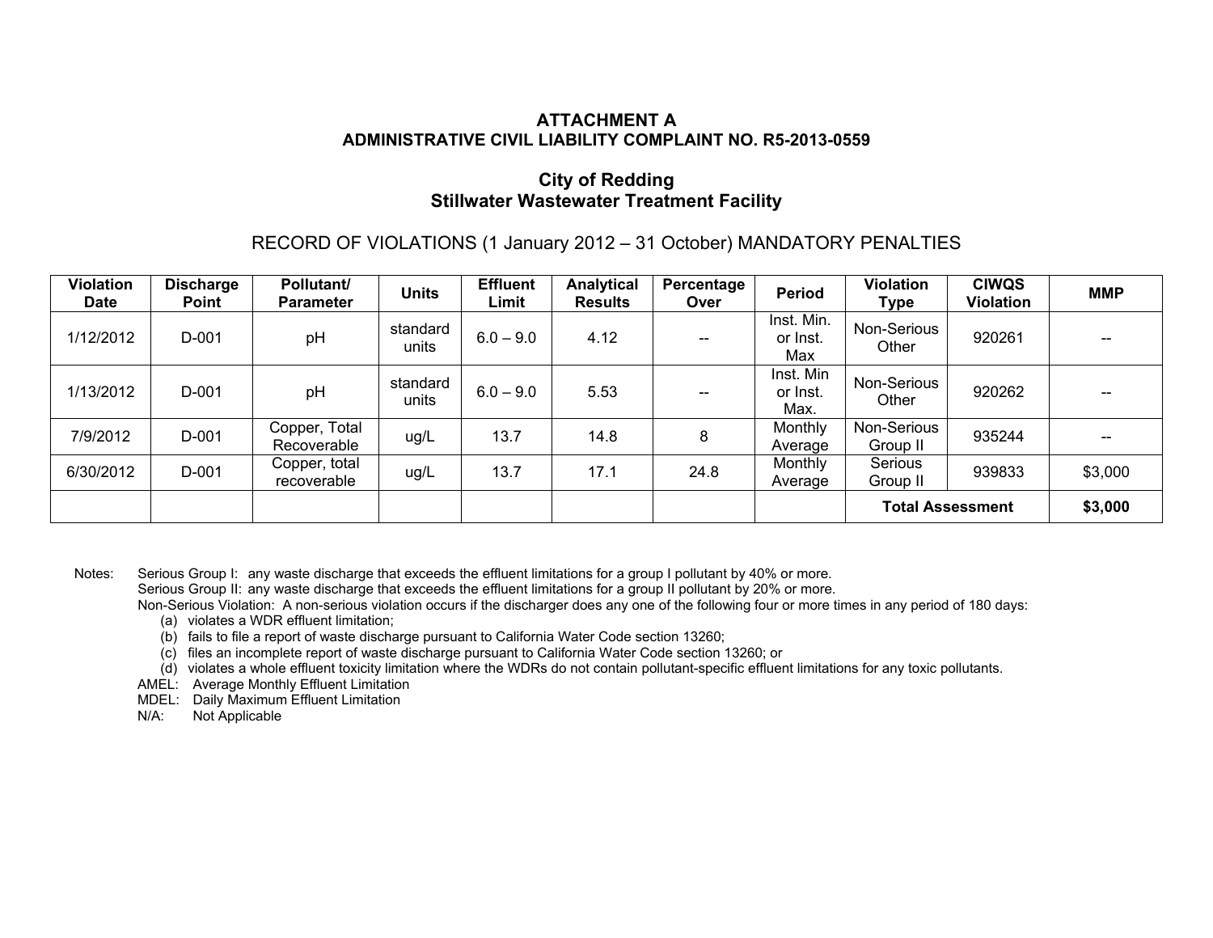**ATTACHMENT A**
**ADMINISTRATIVE CIVIL LIABILITY COMPLAINT NO. R5-2013-0559**

## City of Redding
## Stillwater Wastewater Treatment Facility

RECORD OF VIOLATIONS (1 January 2012 – 31 October) MANDATORY PENALTIES

| Violation Date | Discharge Point | Pollutant/ Parameter | Units | Effluent Limit | Analytical Results | Percentage Over | Period | Violation Type | CIWQS Violation | MMP |
|---|---|---|---|---|---|---|---|---|---|---|
| 1/12/2012 | D-001 | pH | standard units | 6.0 – 9.0 | 4.12 | -- | Inst. Min. or Inst. Max | Non-Serious Other | 920261 | -- |
| 1/13/2012 | D-001 | pH | standard units | 6.0 – 9.0 | 5.53 | -- | Inst. Min or Inst. Max. | Non-Serious Other | 920262 | -- |
| 7/9/2012 | D-001 | Copper, Total Recoverable | ug/L | 13.7 | 14.8 | 8 | Monthly Average | Non-Serious Group II | 935244 | -- |
| 6/30/2012 | D-001 | Copper, total recoverable | ug/L | 13.7 | 17.1 | 24.8 | Monthly Average | Serious Group II | 939833 | $3,000 |
| | | | | | | | | **Total Assessment** | | **$3,000** |

Notes: Serious Group I: any waste discharge that exceeds the effluent limitations for a group I pollutant by 40% or more.
Serious Group II: any waste discharge that exceeds the effluent limitations for a group II pollutant by 20% or more.
Non-Serious Violation: A non-serious violation occurs if the discharger does any one of the following four or more times in any period of 180 days:

(a) violates a WDR effluent limitation;
(b) fails to file a report of waste discharge pursuant to California Water Code section 13260;
(c) files an incomplete report of waste discharge pursuant to California Water Code section 13260; or
(d) violates a whole effluent toxicity limitation where the WDRs do not contain pollutant-specific effluent limitations for any toxic pollutants.

AMEL: Average Monthly Effluent Limitation
MDEL: Daily Maximum Effluent Limitation
N/A: Not Applicable